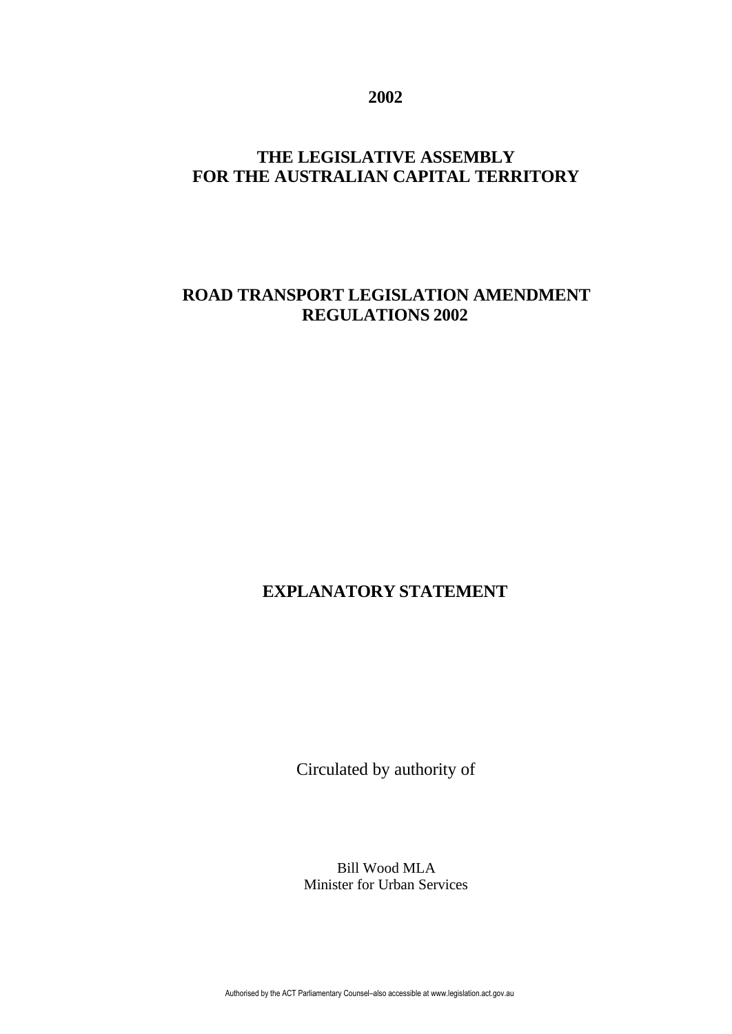**2002**

# THE LEGISLATIVE ASSEMBLY FOR THE AUSTRALIAN CAPITAL TERRITORY

# ROAD TRANSPORT LEGISLATION AMENDMENT REGULATIONS 2002

## EXPLANATORY STATEMENT

Circulated by authority of

Bill Wood MLA
Minister for Urban Services

Authorised by the ACT Parliamentary Counsel–also accessible at www.legislation.act.gov.au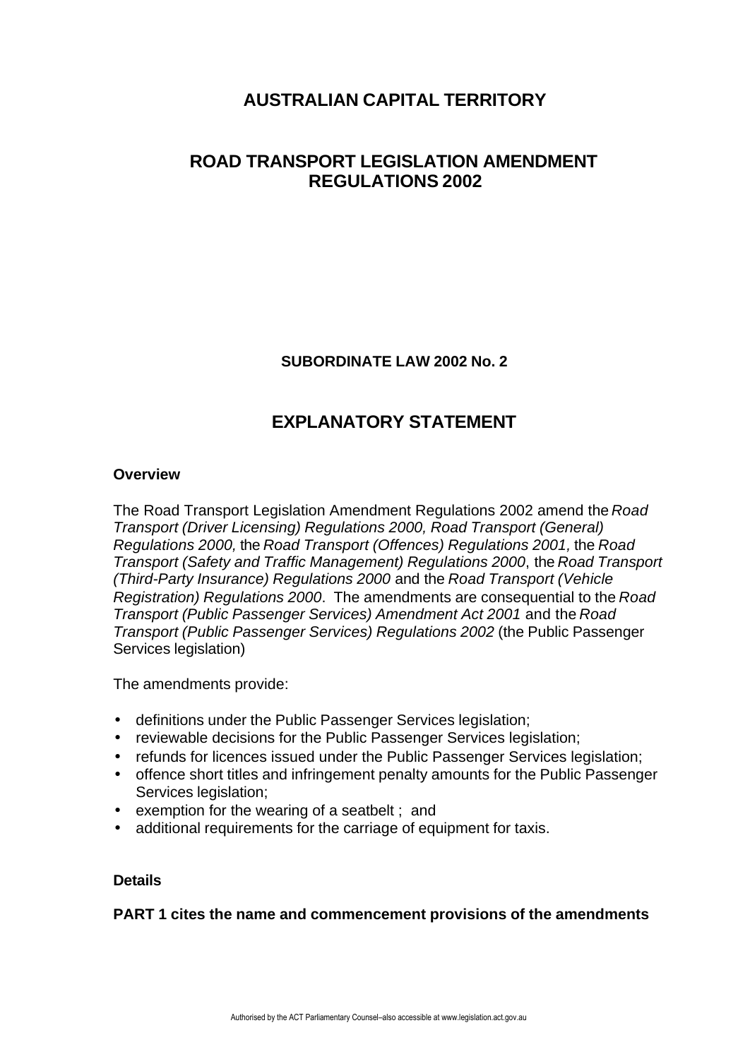# AUSTRALIAN CAPITAL TERRITORY

## ROAD TRANSPORT LEGISLATION AMENDMENT REGULATIONS 2002

**SUBORDINATE LAW 2002 No. 2**

## EXPLANATORY STATEMENT

**Overview**

The Road Transport Legislation Amendment Regulations 2002 amend the *Road Transport (Driver Licensing) Regulations 2000, Road Transport (General) Regulations 2000,* the *Road Transport (Offences) Regulations 2001,* the *Road Transport (Safety and Traffic Management) Regulations 2000*, the *Road Transport (Third-Party Insurance) Regulations 2000* and the *Road Transport (Vehicle Registration) Regulations 2000*. The amendments are consequential to the *Road Transport (Public Passenger Services) Amendment Act 2001* and the *Road Transport (Public Passenger Services) Regulations 2002* (the Public Passenger Services legislation)

The amendments provide:

- definitions under the Public Passenger Services legislation;
- reviewable decisions for the Public Passenger Services legislation;
- refunds for licences issued under the Public Passenger Services legislation;
- offence short titles and infringement penalty amounts for the Public Passenger Services legislation;
- exemption for the wearing of a seatbelt ; and
- additional requirements for the carriage of equipment for taxis.

**Details**

**PART 1 cites the name and commencement provisions of the amendments**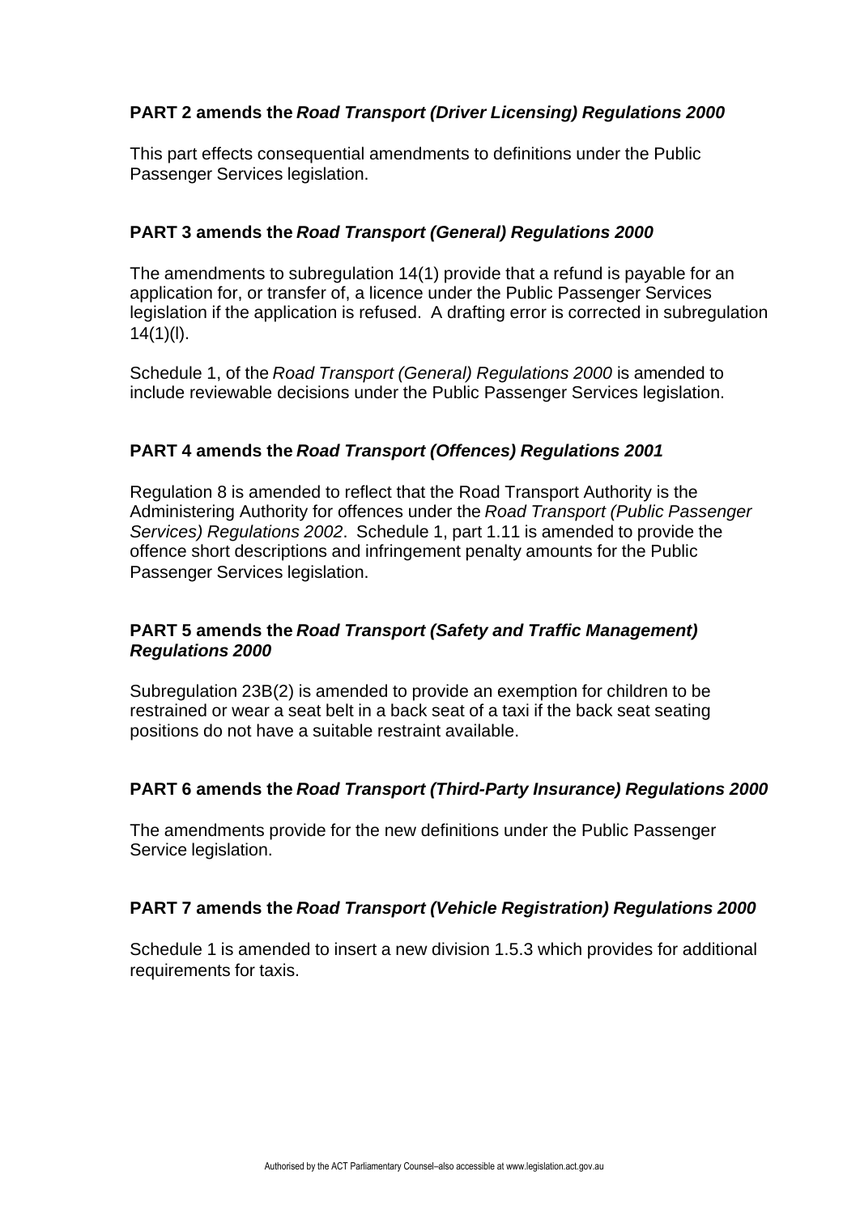**PART 2 amends the *Road Transport (Driver Licensing) Regulations 2000***

This part effects consequential amendments to definitions under the Public Passenger Services legislation.

**PART 3 amends the *Road Transport (General) Regulations 2000***

The amendments to subregulation 14(1) provide that a refund is payable for an application for, or transfer of, a licence under the Public Passenger Services legislation if the application is refused. A drafting error is corrected in subregulation 14(1)(l).

Schedule 1, of the *Road Transport (General) Regulations 2000* is amended to include reviewable decisions under the Public Passenger Services legislation.

**PART 4 amends the *Road Transport (Offences) Regulations 2001***

Regulation 8 is amended to reflect that the Road Transport Authority is the Administering Authority for offences under the *Road Transport (Public Passenger Services) Regulations 2002*. Schedule 1, part 1.11 is amended to provide the offence short descriptions and infringement penalty amounts for the Public Passenger Services legislation.

**PART 5 amends the *Road Transport (Safety and Traffic Management) Regulations 2000***

Subregulation 23B(2) is amended to provide an exemption for children to be restrained or wear a seat belt in a back seat of a taxi if the back seat seating positions do not have a suitable restraint available.

**PART 6 amends the *Road Transport (Third-Party Insurance) Regulations 2000***

The amendments provide for the new definitions under the Public Passenger Service legislation.

**PART 7 amends the *Road Transport (Vehicle Registration) Regulations 2000***

Schedule 1 is amended to insert a new division 1.5.3 which provides for additional requirements for taxis.